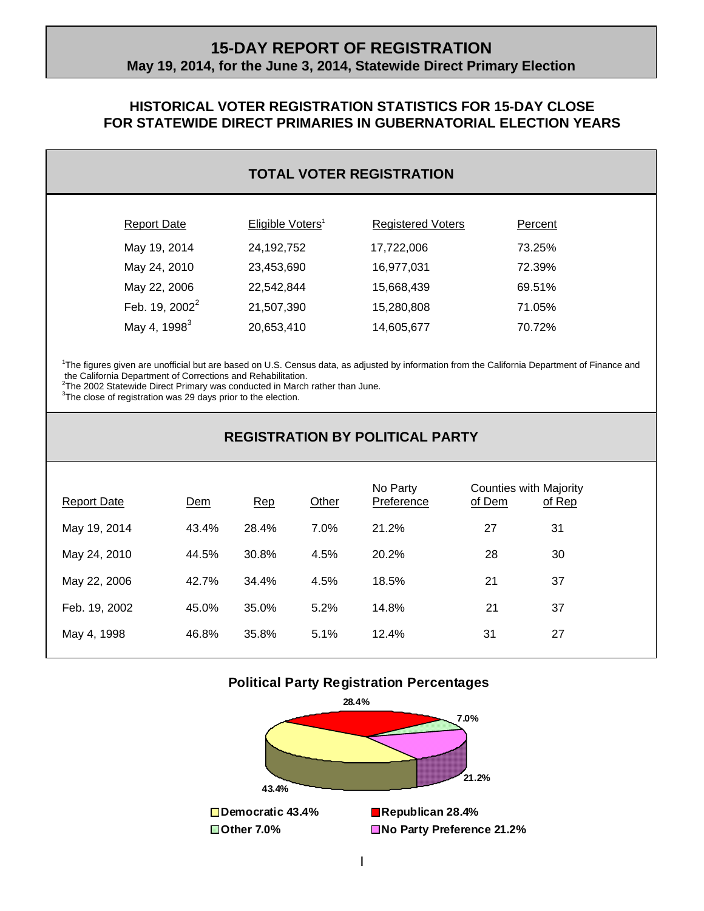# 15-DAY REPORT OF REGISTRATION

**May 19, 2014, for the June 3, 2014, Statewide Direct Primary Election**

## HISTORICAL VOTER REGISTRATION STATISTICS FOR 15-DAY CLOSE FOR STATEWIDE DIRECT PRIMARIES IN GUBERNATORIAL ELECTION YEARS

### TOTAL VOTER REGISTRATION

| Report Date | Eligible Voters[1] | Registered Voters | Percent |
|---|---|---|---|
| May 19, 2014 | 24,192,752 | 17,722,006 | 73.25% |
| May 24, 2010 | 23,453,690 | 16,977,031 | 72.39% |
| May 22, 2006 | 22,542,844 | 15,668,439 | 69.51% |
| Feb. 19, 2002[2] | 21,507,390 | 15,280,808 | 71.05% |
| May 4, 1998[3] | 20,653,410 | 14,605,677 | 70.72% |

[1]The figures given are unofficial but are based on U.S. Census data, as adjusted by information from the California Department of Finance and the California Department of Corrections and Rehabilitation.
[2]The 2002 Statewide Direct Primary was conducted in March rather than June.
[3]The close of registration was 29 days prior to the election.

### REGISTRATION BY POLITICAL PARTY

| Report Date | Dem | Rep | Other | No Party Preference | Counties with Majority of Dem | Counties with Majority of Rep |
|---|---|---|---|---|---|---|
| May 19, 2014 | 43.4% | 28.4% | 7.0% | 21.2% | 27 | 31 |
| May 24, 2010 | 44.5% | 30.8% | 4.5% | 20.2% | 28 | 30 |
| May 22, 2006 | 42.7% | 34.4% | 4.5% | 18.5% | 21 | 37 |
| Feb. 19, 2002 | 45.0% | 35.0% | 5.2% | 14.8% | 21 | 37 |
| May 4, 1998 | 46.8% | 35.8% | 5.1% | 12.4% | 31 | 27 |

**Political Party Registration Percentages**

- Democratic 43.4%
- Republican 28.4%
- Other 7.0%
- No Party Preference 21.2%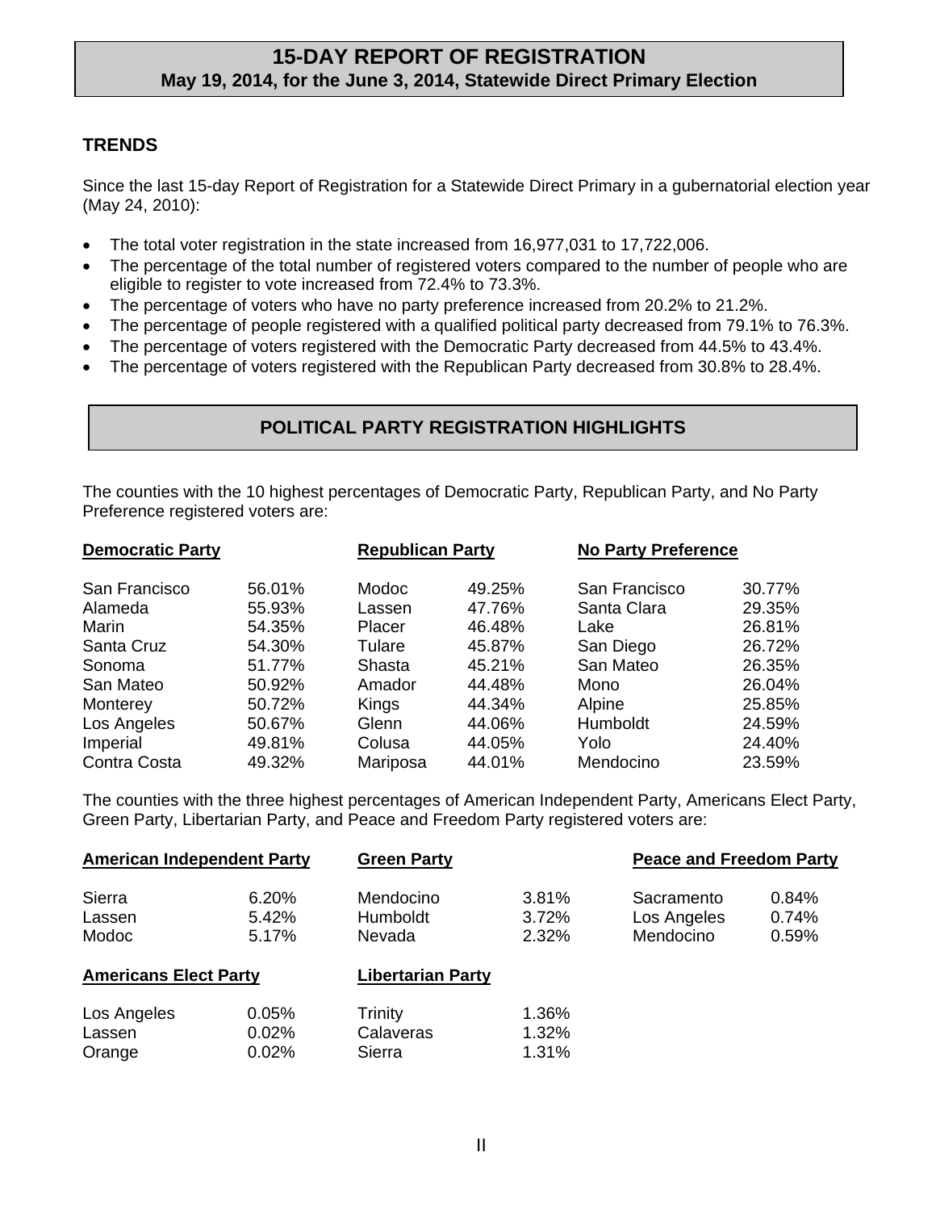# 15-DAY REPORT OF REGISTRATION

**May 19, 2014, for the June 3, 2014, Statewide Direct Primary Election**

## TRENDS

Since the last 15-day Report of Registration for a Statewide Direct Primary in a gubernatorial election year (May 24, 2010):

- The total voter registration in the state increased from 16,977,031 to 17,722,006.
- The percentage of the total number of registered voters compared to the number of people who are eligible to register to vote increased from 72.4% to 73.3%.
- The percentage of voters who have no party preference increased from 20.2% to 21.2%.
- The percentage of people registered with a qualified political party decreased from 79.1% to 76.3%.
- The percentage of voters registered with the Democratic Party decreased from 44.5% to 43.4%.
- The percentage of voters registered with the Republican Party decreased from 30.8% to 28.4%.

## POLITICAL PARTY REGISTRATION HIGHLIGHTS

The counties with the 10 highest percentages of Democratic Party, Republican Party, and No Party Preference registered voters are:

| Democratic Party | | Republican Party | | No Party Preference | |
|---|---|---|---|---|---|
| San Francisco | 56.01% | Modoc | 49.25% | San Francisco | 30.77% |
| Alameda | 55.93% | Lassen | 47.76% | Santa Clara | 29.35% |
| Marin | 54.35% | Placer | 46.48% | Lake | 26.81% |
| Santa Cruz | 54.30% | Tulare | 45.87% | San Diego | 26.72% |
| Sonoma | 51.77% | Shasta | 45.21% | San Mateo | 26.35% |
| San Mateo | 50.92% | Amador | 44.48% | Mono | 26.04% |
| Monterey | 50.72% | Kings | 44.34% | Alpine | 25.85% |
| Los Angeles | 50.67% | Glenn | 44.06% | Humboldt | 24.59% |
| Imperial | 49.81% | Colusa | 44.05% | Yolo | 24.40% |
| Contra Costa | 49.32% | Mariposa | 44.01% | Mendocino | 23.59% |

The counties with the three highest percentages of American Independent Party, Americans Elect Party, Green Party, Libertarian Party, and Peace and Freedom Party registered voters are:

| American Independent Party | | Green Party | | Peace and Freedom Party | |
|---|---|---|---|---|---|
| Sierra | 6.20% | Mendocino | 3.81% | Sacramento | 0.84% |
| Lassen | 5.42% | Humboldt | 3.72% | Los Angeles | 0.74% |
| Modoc | 5.17% | Nevada | 2.32% | Mendocino | 0.59% |

| Americans Elect Party | | Libertarian Party | |
|---|---|---|---|
| Los Angeles | 0.05% | Trinity | 1.36% |
| Lassen | 0.02% | Calaveras | 1.32% |
| Orange | 0.02% | Sierra | 1.31% |